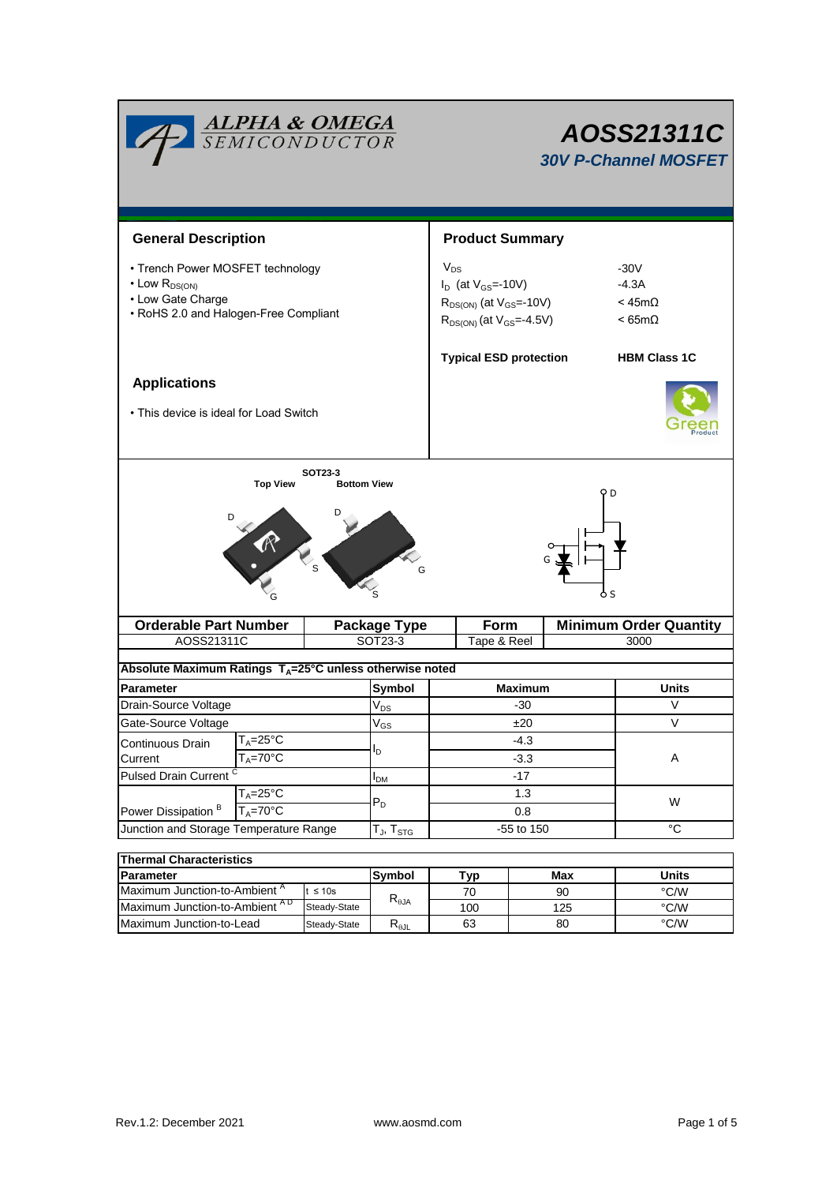# AOSS21311C

## 30V P-Channel MOSFET

## General Description

- Trench Power MOSFET technology
- Low $R_{DS(ON)}$
- Low Gate Charge
- RoHS 2.0 and Halogen-Free Compliant

## Product Summary

| | |
|---|---|
| $V_{DS}$ | -30V |
| $I_D$ (at $V_{GS}$=-10V) | -4.3A |
| $R_{DS(ON)}$ (at $V_{GS}$=-10V) | < 45mΩ |
| $R_{DS(ON)}$ (at $V_{GS}$=-4.5V) | < 65mΩ |

**Typical ESD protection** **HBM Class 1C**

## Applications

- This device is ideal for Load Switch

SOT23-3

Top View Bottom View

| Orderable Part Number | Package Type | Form | Minimum Order Quantity |
|---|---|---|---|
| AOSS21311C | SOT23-3 | Tape & Reel | 3000 |

**Absolute Maximum Ratings $T_A$=25°C unless otherwise noted**

| Parameter | | Symbol | Maximum | Units |
|---|---|---|---|---|
| Drain-Source Voltage | | $V_{DS}$ | -30 | V |
| Gate-Source Voltage | | $V_{GS}$ | ±20 | V |
| Continuous Drain Current | $T_A$=25°C | $I_D$ | -4.3 | A |
| | $T_A$=70°C | | -3.3 | |
| Pulsed Drain Current [C] | | $I_{DM}$ | -17 | |
| Power Dissipation [B] | $T_A$=25°C | $P_D$ | 1.3 | W |
| | $T_A$=70°C | | 0.8 | |
| Junction and Storage Temperature Range | | $T_J$, $T_{STG}$ | -55 to 150 | °C |

**Thermal Characteristics**

| Parameter | | Symbol | Typ | Max | Units |
|---|---|---|---|---|---|
| Maximum Junction-to-Ambient [A] | t ≤ 10s | $R_{\theta JA}$ | 70 | 90 | °C/W |
| Maximum Junction-to-Ambient [A D] | Steady-State | | 100 | 125 | °C/W |
| Maximum Junction-to-Lead | Steady-State | $R_{\theta JL}$ | 63 | 80 | °C/W |

Rev.1.2: December 2021 www.aosmd.com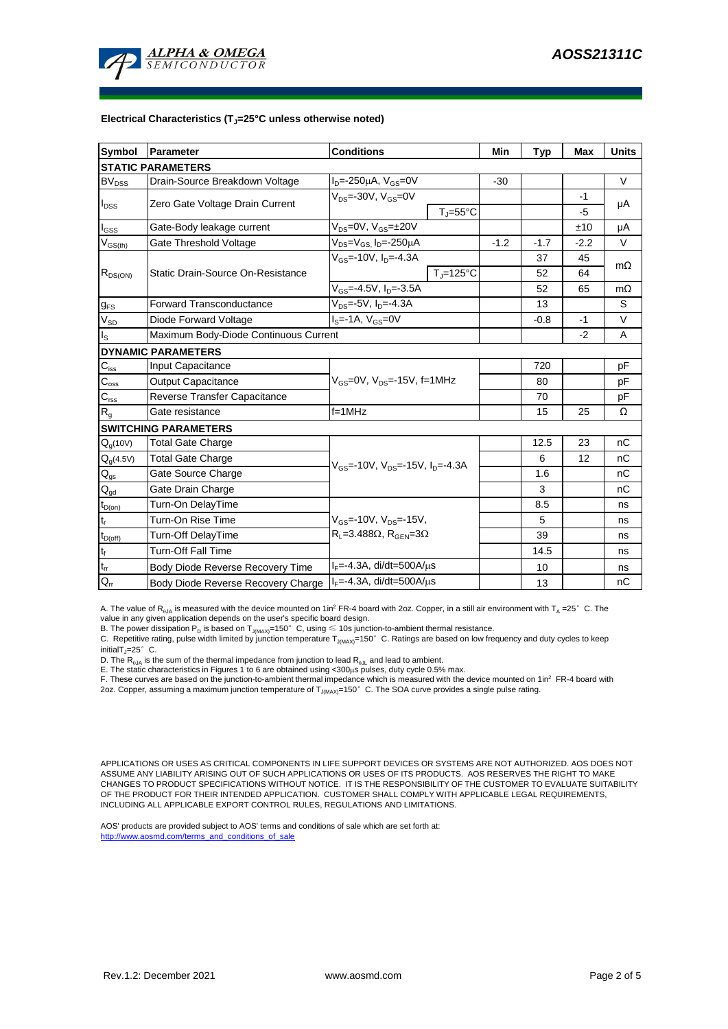**Electrical Characteristics ($T_J$=25°C unless otherwise noted)**

| Symbol | Parameter | Conditions | | Min | Typ | Max | Units |
|---|---|---|---|---|---|---|---|
| **STATIC PARAMETERS** | | | | | | | |
| $BV_{DSS}$ | Drain-Source Breakdown Voltage | $I_D$=-250µA, $V_{GS}$=0V | | -30 | | | V |
| $I_{DSS}$ | Zero Gate Voltage Drain Current | $V_{DS}$=-30V, $V_{GS}$=0V | | | | -1 | µA |
| | | | $T_J$=55°C | | | -5 | |
| $I_{GSS}$ | Gate-Body leakage current | $V_{DS}$=0V, $V_{GS}$=±20V | | | | ±10 | µA |
| $V_{GS(th)}$ | Gate Threshold Voltage | $V_{DS}$=$V_{GS}$, $I_D$=-250µA | | -1.2 | -1.7 | -2.2 | V |
| $R_{DS(ON)}$ | Static Drain-Source On-Resistance | $V_{GS}$=-10V, $I_D$=-4.3A | | | 37 | 45 | mΩ |
| | | | $T_J$=125°C | | 52 | 64 | |
| | | $V_{GS}$=-4.5V, $I_D$=-3.5A | | | 52 | 65 | mΩ |
| $g_{FS}$ | Forward Transconductance | $V_{DS}$=-5V, $I_D$=-4.3A | | | 13 | | S |
| $V_{SD}$ | Diode Forward Voltage | $I_S$=-1A, $V_{GS}$=0V | | | -0.8 | -1 | V |
| $I_S$ | Maximum Body-Diode Continuous Current | | | | | -2 | A |
| **DYNAMIC PARAMETERS** | | | | | | | |
| $C_{iss}$ | Input Capacitance | $V_{GS}$=0V, $V_{DS}$=-15V, f=1MHz | | | 720 | | pF |
| $C_{oss}$ | Output Capacitance | | | | 80 | | pF |
| $C_{rss}$ | Reverse Transfer Capacitance | | | | 70 | | pF |
| $R_g$ | Gate resistance | f=1MHz | | | 15 | 25 | Ω |
| **SWITCHING PARAMETERS** | | | | | | | |
| $Q_g$(10V) | Total Gate Charge | $V_{GS}$=-10V, $V_{DS}$=-15V, $I_D$=-4.3A | | | 12.5 | 23 | nC |
| $Q_g$(4.5V) | Total Gate Charge | | | | 6 | 12 | nC |
| $Q_{gs}$ | Gate Source Charge | | | | 1.6 | | nC |
| $Q_{gd}$ | Gate Drain Charge | | | | 3 | | nC |
| $t_{D(on)}$ | Turn-On DelayTime | $V_{GS}$=-10V, $V_{DS}$=-15V, $R_L$=3.488Ω, $R_{GEN}$=3Ω | | | 8.5 | | ns |
| $t_r$ | Turn-On Rise Time | | | | 5 | | ns |
| $t_{D(off)}$ | Turn-Off DelayTime | | | | 39 | | ns |
| $t_f$ | Turn-Off Fall Time | | | | 14.5 | | ns |
| $t_{rr}$ | Body Diode Reverse Recovery Time | $I_F$=-4.3A, di/dt=500A/µs | | | 10 | | ns |
| $Q_{rr}$ | Body Diode Reverse Recovery Charge | $I_F$=-4.3A, di/dt=500A/µs | | | 13 | | nC |

A. The value of $R_{\theta JA}$ is measured with the device mounted on 1in² FR-4 board with 2oz. Copper, in a still air environment with $T_A$ =25° C. The value in any given application depends on the user's specific board design.

B. The power dissipation $P_D$ is based on $T_{J(MAX)}$=150° C, using ≤ 10s junction-to-ambient thermal resistance.

C. Repetitive rating, pulse width limited by junction temperature $T_{J(MAX)}$=150° C. Ratings are based on low frequency and duty cycles to keep initial$T_J$=25° C.

D. The $R_{\theta JA}$ is the sum of the thermal impedance from junction to lead $R_{\theta JL}$ and lead to ambient.

E. The static characteristics in Figures 1 to 6 are obtained using <300µs pulses, duty cycle 0.5% max.

F. These curves are based on the junction-to-ambient thermal impedance which is measured with the device mounted on 1in² FR-4 board with 2oz. Copper, assuming a maximum junction temperature of $T_{J(MAX)}$=150° C. The SOA curve provides a single pulse rating.

APPLICATIONS OR USES AS CRITICAL COMPONENTS IN LIFE SUPPORT DEVICES OR SYSTEMS ARE NOT AUTHORIZED. AOS DOES NOT ASSUME ANY LIABILITY ARISING OUT OF SUCH APPLICATIONS OR USES OF ITS PRODUCTS. AOS RESERVES THE RIGHT TO MAKE CHANGES TO PRODUCT SPECIFICATIONS WITHOUT NOTICE. IT IS THE RESPONSIBILITY OF THE CUSTOMER TO EVALUATE SUITABILITY OF THE PRODUCT FOR THEIR INTENDED APPLICATION. CUSTOMER SHALL COMPLY WITH APPLICABLE LEGAL REQUIREMENTS, INCLUDING ALL APPLICABLE EXPORT CONTROL RULES, REGULATIONS AND LIMITATIONS.

AOS' products are provided subject to AOS' terms and conditions of sale which are set forth at:
http://www.aosmd.com/terms_and_conditions_of_sale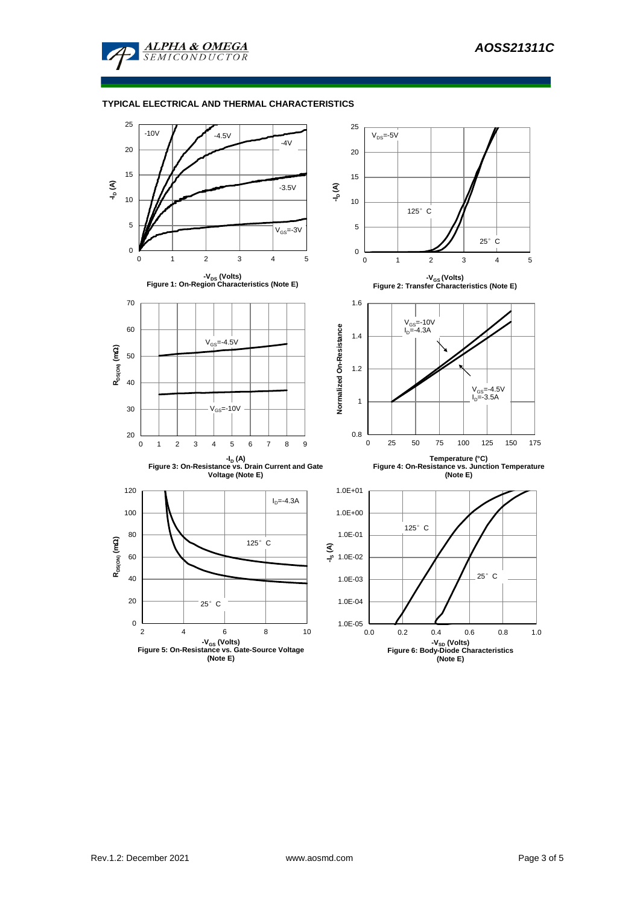## TYPICAL ELECTRICAL AND THERMAL CHARACTERISTICS

Figure 1: On-Region Characteristics (Note E)

Figure 2: Transfer Characteristics (Note E)

Figure 3: On-Resistance vs. Drain Current and Gate Voltage (Note E)

Figure 4: On-Resistance vs. Junction Temperature (Note E)

Figure 5: On-Resistance vs. Gate-Source Voltage (Note E)

Figure 6: Body-Diode Characteristics (Note E)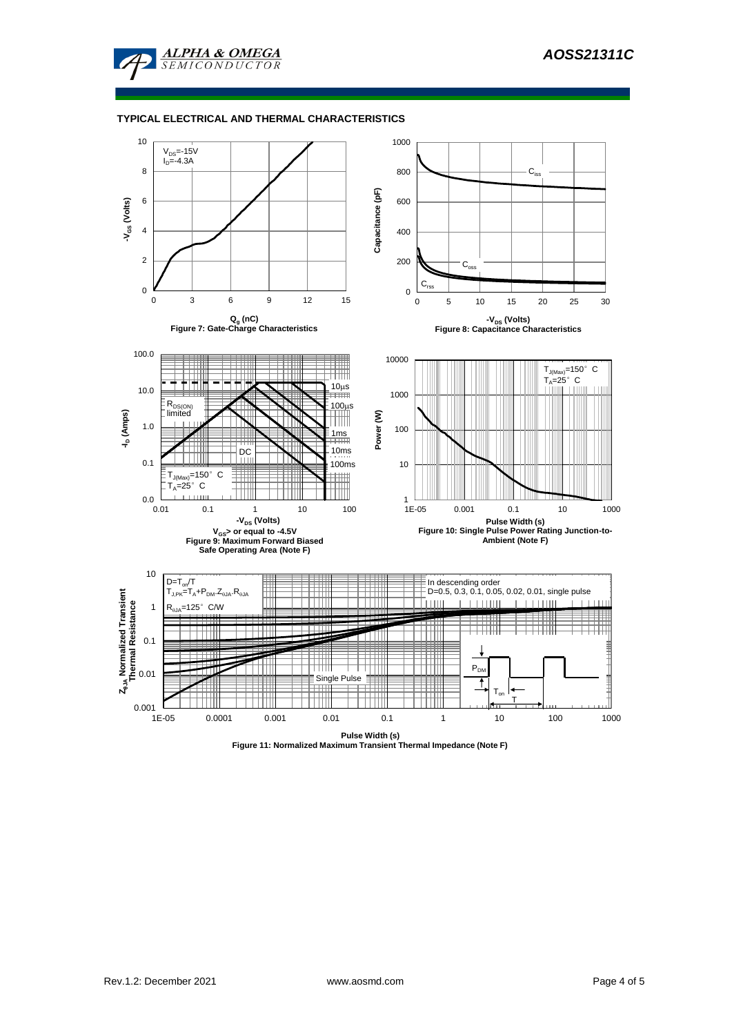## TYPICAL ELECTRICAL AND THERMAL CHARACTERISTICS

**Figure 7: Gate-Charge Characteristics**

**Figure 8: Capacitance Characteristics**

**Figure 9: Maximum Forward Biased Safe Operating Area (Note F)**

**Figure 10: Single Pulse Power Rating Junction-to-Ambient (Note F)**

**Figure 11: Normalized Maximum Transient Thermal Impedance (Note F)**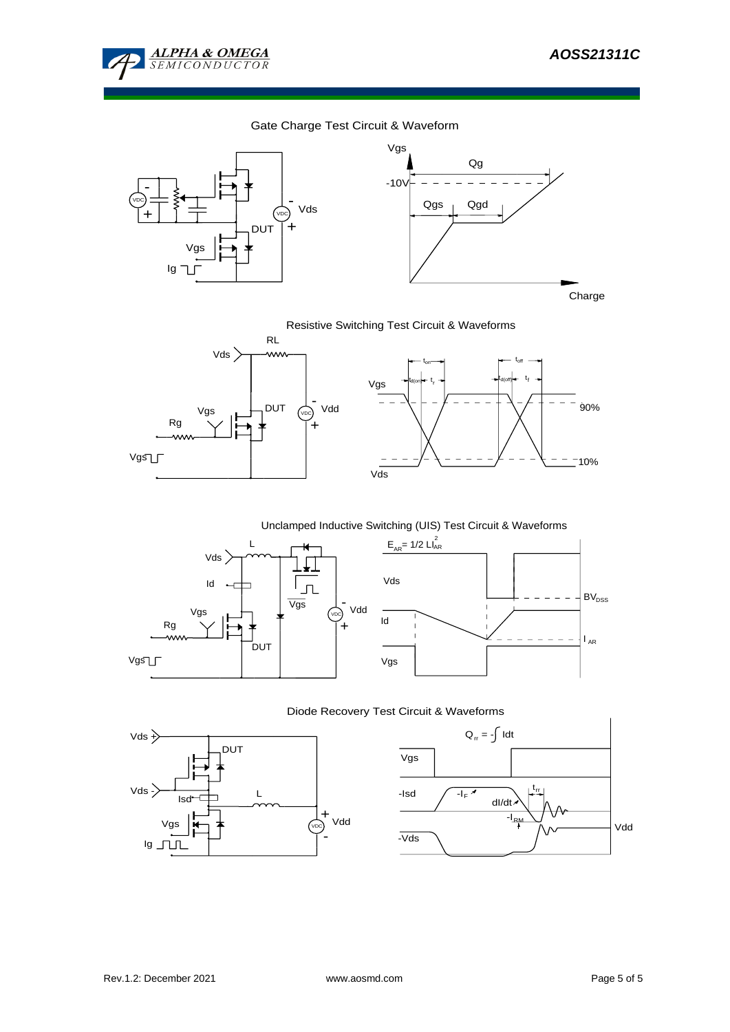## Gate Charge Test Circuit & Waveform

VDC
\-
\+
Vgs
Ig
DUT
VDC
\-
\+
Vds

Vgs
Qg
-10V
Qgs
Qgd
Charge

## Resistive Switching Test Circuit & Waveforms

RL
Vds
Vgs
Rg
DUT
VDC
\-
\+
Vdd
Vgs

$t_{on}$
$t_{d(on)}$
$t_r$
$t_{off}$
$t_{d(off)}$
$t_f$
Vgs
90%
10%
Vds

## Unclamped Inductive Switching (UIS) Test Circuit & Waveforms

L
Vds
Id
Vgs
Rg
Vgs
DUT
Vgs
VDC
\-
\+
Vdd

$E_{AR} = 1/2\ LI_{AR}^2$
Vds
Id
Vgs
$BV_{DSS}$
$I_{AR}$

## Diode Recovery Test Circuit & Waveforms

Vds +
DUT
Vds -
Isd
L
Vgs
Ig
VDC
\+
\-
Vdd

$Q_{rr} = -\int Idt$
Vgs
-Isd
$-I_F$
dI/dt
$-I_{RM}$
$t_{rr}$
-Vds
Vdd